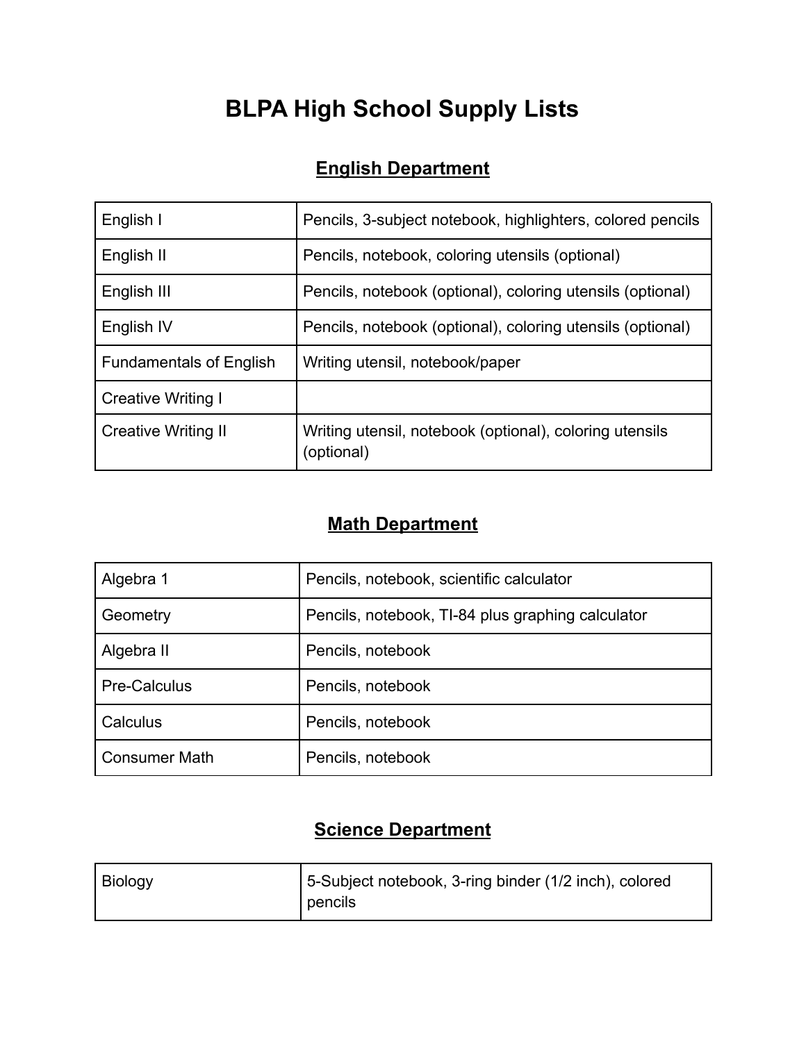# BLPA High School Supply Lists

## English Department

| | |
|---|---|
| English I | Pencils, 3-subject notebook, highlighters, colored pencils |
| English II | Pencils, notebook, coloring utensils (optional) |
| English III | Pencils, notebook (optional), coloring utensils (optional) |
| English IV | Pencils, notebook (optional), coloring utensils (optional) |
| Fundamentals of English | Writing utensil, notebook/paper |
| Creative Writing I | |
| Creative Writing II | Writing utensil, notebook (optional), coloring utensils (optional) |

## Math Department

| | |
|---|---|
| Algebra 1 | Pencils, notebook, scientific calculator |
| Geometry | Pencils, notebook, TI-84 plus graphing calculator |
| Algebra II | Pencils, notebook |
| Pre-Calculus | Pencils, notebook |
| Calculus | Pencils, notebook |
| Consumer Math | Pencils, notebook |

## Science Department

| | |
|---|---|
| Biology | 5-Subject notebook, 3-ring binder (1/2 inch), colored pencils |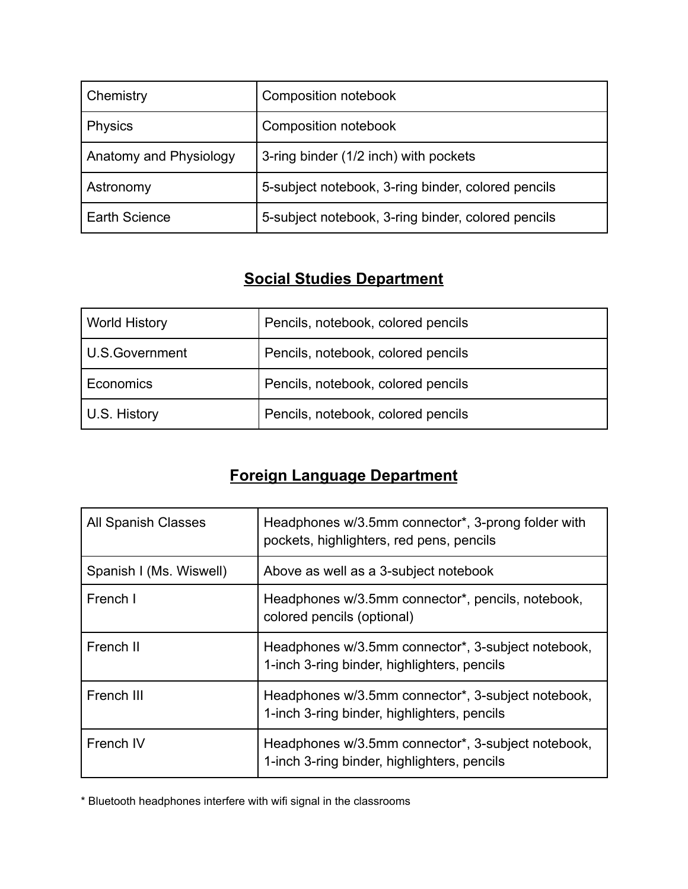| | |
|---|---|
| Chemistry | Composition notebook |
| Physics | Composition notebook |
| Anatomy and Physiology | 3-ring binder (1/2 inch) with pockets |
| Astronomy | 5-subject notebook, 3-ring binder, colored pencils |
| Earth Science | 5-subject notebook, 3-ring binder, colored pencils |

## Social Studies Department

| | |
|---|---|
| World History | Pencils, notebook, colored pencils |
| U.S.Government | Pencils, notebook, colored pencils |
| Economics | Pencils, notebook, colored pencils |
| U.S. History | Pencils, notebook, colored pencils |

## Foreign Language Department

| | |
|---|---|
| All Spanish Classes | Headphones w/3.5mm connector*, 3-prong folder with pockets, highlighters, red pens, pencils |
| Spanish I (Ms. Wiswell) | Above as well as a 3-subject notebook |
| French I | Headphones w/3.5mm connector*, pencils, notebook, colored pencils (optional) |
| French II | Headphones w/3.5mm connector*, 3-subject notebook, 1-inch 3-ring binder, highlighters, pencils |
| French III | Headphones w/3.5mm connector*, 3-subject notebook, 1-inch 3-ring binder, highlighters, pencils |
| French IV | Headphones w/3.5mm connector*, 3-subject notebook, 1-inch 3-ring binder, highlighters, pencils |

* Bluetooth headphones interfere with wifi signal in the classrooms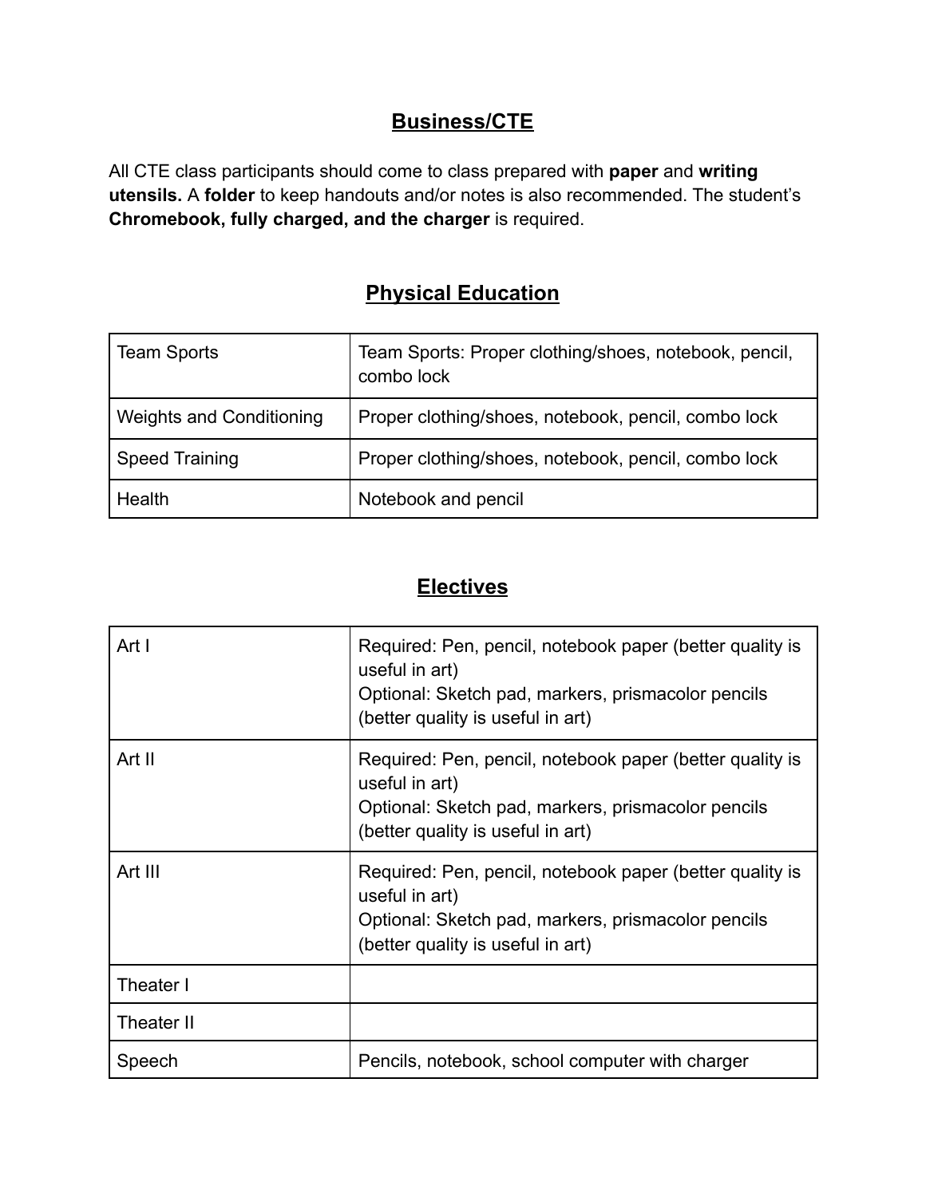## Business/CTE

All CTE class participants should come to class prepared with **paper** and **writing utensils.** A **folder** to keep handouts and/or notes is also recommended. The student's **Chromebook, fully charged, and the charger** is required.

## Physical Education

| | |
|---|---|
| Team Sports | Team Sports: Proper clothing/shoes, notebook, pencil, combo lock |
| Weights and Conditioning | Proper clothing/shoes, notebook, pencil, combo lock |
| Speed Training | Proper clothing/shoes, notebook, pencil, combo lock |
| Health | Notebook and pencil |

## Electives

| | |
|---|---|
| Art I | Required: Pen, pencil, notebook paper (better quality is useful in art)<br>Optional: Sketch pad, markers, prismacolor pencils (better quality is useful in art) |
| Art II | Required: Pen, pencil, notebook paper (better quality is useful in art)<br>Optional: Sketch pad, markers, prismacolor pencils (better quality is useful in art) |
| Art III | Required: Pen, pencil, notebook paper (better quality is useful in art)<br>Optional: Sketch pad, markers, prismacolor pencils (better quality is useful in art) |
| Theater I | |
| Theater II | |
| Speech | Pencils, notebook, school computer with charger |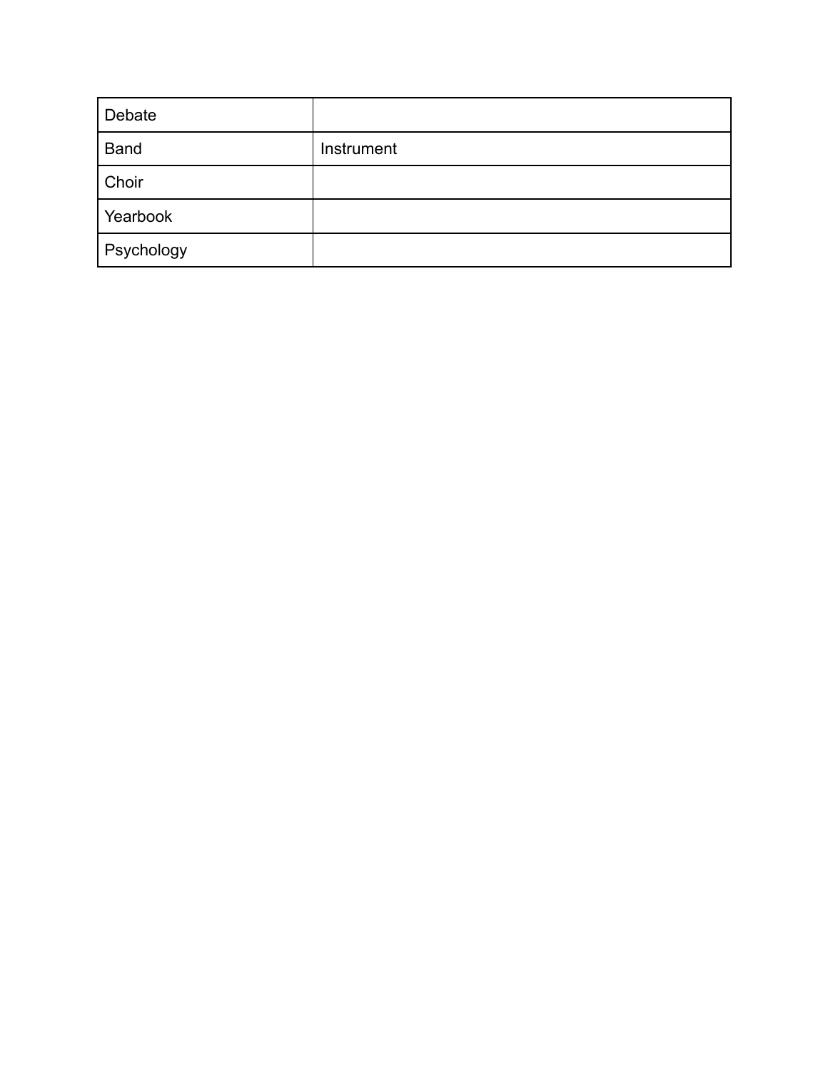| | |
|---|---|
| Debate | |
| Band | Instrument |
| Choir | |
| Yearbook | |
| Psychology | |